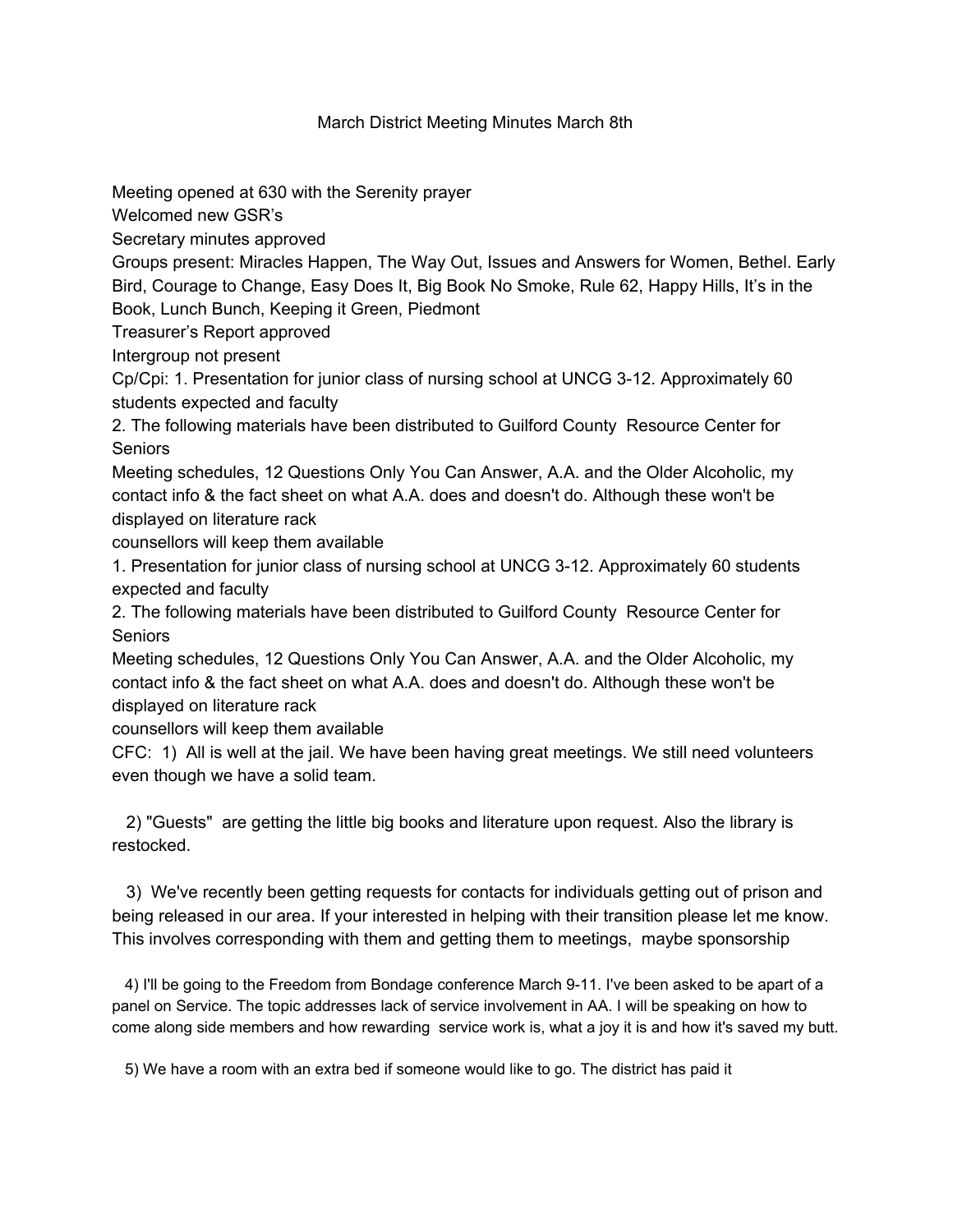# March District Meeting Minutes March 8th

Meeting opened at 630 with the Serenity prayer

Welcomed new GSR's

Secretary minutes approved

Groups present: Miracles Happen, The Way Out, Issues and Answers for Women, Bethel. Early Bird, Courage to Change, Easy Does It, Big Book No Smoke, Rule 62, Happy Hills, It's in the Book, Lunch Bunch, Keeping it Green, Piedmont

Treasurer's Report approved

Intergroup not present

Cp/Cpi: 1. Presentation for junior class of nursing school at UNCG 3-12. Approximately 60 students expected and faculty

2. The following materials have been distributed to Guilford County Resource Center for Seniors

Meeting schedules, 12 Questions Only You Can Answer, A.A. and the Older Alcoholic, my contact info & the fact sheet on what A.A. does and doesn't do. Although these won't be displayed on literature rack

counsellors will keep them available

1. Presentation for junior class of nursing school at UNCG 3-12. Approximately 60 students expected and faculty

2. The following materials have been distributed to Guilford County Resource Center for Seniors

Meeting schedules, 12 Questions Only You Can Answer, A.A. and the Older Alcoholic, my contact info & the fact sheet on what A.A. does and doesn't do. Although these won't be displayed on literature rack

counsellors will keep them available

CFC: 1) All is well at the jail. We have been having great meetings. We still need volunteers even though we have a solid team.

2) "Guests" are getting the little big books and literature upon request. Also the library is restocked.

3) We've recently been getting requests for contacts for individuals getting out of prison and being released in our area. If your interested in helping with their transition please let me know. This involves corresponding with them and getting them to meetings, maybe sponsorship

4) I'll be going to the Freedom from Bondage conference March 9-11. I've been asked to be apart of a panel on Service. The topic addresses lack of service involvement in AA. I will be speaking on how to come along side members and how rewarding service work is, what a joy it is and how it's saved my butt.

5) We have a room with an extra bed if someone would like to go. The district has paid it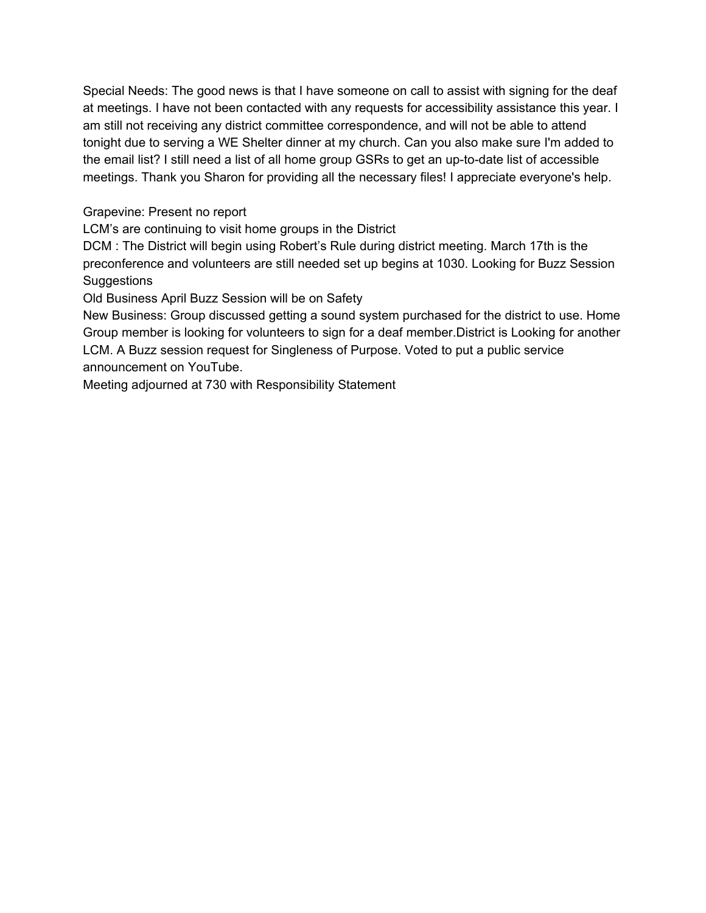Special Needs: The good news is that I have someone on call to assist with signing for the deaf at meetings. I have not been contacted with any requests for accessibility assistance this year. I am still not receiving any district committee correspondence, and will not be able to attend tonight due to serving a WE Shelter dinner at my church. Can you also make sure I'm added to the email list? I still need a list of all home group GSRs to get an up-to-date list of accessible meetings. Thank you Sharon for providing all the necessary files! I appreciate everyone's help.

Grapevine: Present no report
LCM's are continuing to visit home groups in the District
DCM : The District will begin using Robert's Rule during district meeting. March 17th is the preconference and volunteers are still needed set up begins at 1030. Looking for Buzz Session Suggestions
Old Business April Buzz Session will be on Safety
New Business: Group discussed getting a sound system purchased for the district to use. Home Group member is looking for volunteers to sign for a deaf member.District is Looking for another LCM. A Buzz session request for Singleness of Purpose. Voted to put a public service announcement on YouTube.
Meeting adjourned at 730 with Responsibility Statement